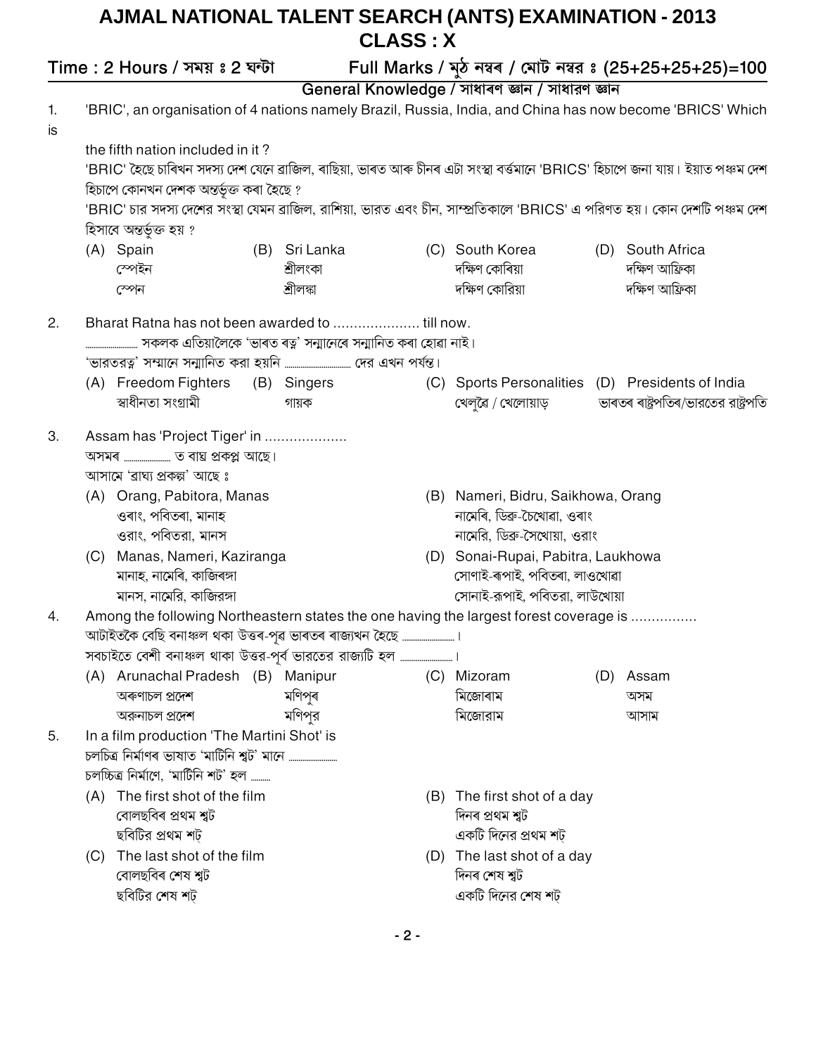# AJMAL NATIONAL TALENT SEARCH (ANTS) EXAMINATION - 2013

## CLASS : X

**Time : 2 Hours / সময় ঃ 2 ঘন্টা** **Full Marks / মুঠ নম্বৰ / মোট নম্বর ঃ (25+25+25+25)=100**

### General Knowledge / সাধাৰণ জ্ঞান / সাধারণ জ্ঞান

1. 'BRIC', an organisation of 4 nations namely Brazil, Russia, India, and China has now become 'BRICS' Which is the fifth nation included in it ?
   'BRIC' হৈছে চাৰিখন সদস্য দেশ যেনে ব্ৰাজিল, ৰাছিয়া, ভাৰত আৰু চীনৰ এটা সংস্থা বৰ্ত্তমানে 'BRICS' হিচাপে জনা যায়। ইয়াত পঞ্চম দেশ হিচাপে কোনখন দেশক অন্তৰ্ভুক্ত কৰা হৈছে ?
   'BRIC' চার সদস্য দেশের সংস্থা যেমন ব্রাজিল, রাশিয়া, ভারত এবং চীন, সাম্প্রতিকালে 'BRICS' এ পরিণত হয়। কোন দেশটি পঞ্চম দেশ হিসাবে অন্তর্ভুক্ত হয় ?
   - (A) Spain / স্পেইন / স্পেন
   - (B) Sri Lanka / শ্ৰীলংকা / শ্রীলঙ্কা
   - (C) South Korea / দক্ষিণ কোৰিয়া / দক্ষিণ কোরিয়া
   - (D) South Africa / দক্ষিণ আফ্ৰিকা / দক্ষিণ আফ্রিকা

2. Bharat Ratna has not been awarded to .................... till now.
   ...................... সকলক এতিয়ালৈকে 'ভাৰত ৰত্ন' সন্মানেৰে সন্মানিত কৰা হোৱা নাই।
   'ভারতরত্ন' সম্মানে সন্মানিত করা হয়নি ...................... দের এখন পর্যন্ত।
   - (A) Freedom Fighters / স্বাধীনতা সংগ্ৰামী
   - (B) Singers / গায়ক
   - (C) Sports Personalities / খেলুৱৈ / খেলোয়াড়
   - (D) Presidents of India / ভাৰতৰ ৰাষ্ট্ৰপতিৰ/ভারতের রাষ্ট্রপতি

3. Assam has 'Project Tiger' in ....................
   অসমৰ ...................... ত ব্যাঘ্ৰ প্ৰকল্প আছে।
   আসামে 'ব্রাঘ্য প্রকল্প' আছে ঃ
   - (A) Orang, Pabitora, Manas / ওৰাং, পবিতৰা, মানাহ / ওরাং, পবিতরা, মানস
   - (B) Nameri, Bidru, Saikhowa, Orang / নামেৰি, ডিব্ৰু-চৈখোৱা, ওৰাং / নামেরি, ডিব্রু-সৈখোয়া, ওরাং
   - (C) Manas, Nameri, Kaziranga / মানাহ, নামেৰি, কাজিৰঙ্গা / মানস, নামেরি, কাজিরঙ্গা
   - (D) Sonai-Rupai, Pabitra, Laukhowa / সোণাই-ৰূপাই, পবিতৰা, লাওখোৱা / সোনাই-রূপাই, পবিতরা, লাউখোয়া

4. Among the following Northeastern states the one having the largest forest coverage is ................
   আটাইতকৈ বেছি বনাঞ্চল থকা উত্তৰ-পূৰ্ব ভাৰতৰ ৰাজ্যখন হৈছে ......................।
   সবচাইতে বেশী বনাঞ্চল থাকা উত্তর-পূর্ব ভারতের রাজ্যটি হল ......................।
   - (A) Arunachal Pradesh / অৰুণাচল প্ৰদেশ / অরুনাচল প্রদেশ
   - (B) Manipur / মণিপুৰ / মণিপুর
   - (C) Mizoram / মিজোৰাম / মিজোরাম
   - (D) Assam / অসম / আসাম

5. In a film production 'The Martini Shot' is
   চলচিত্ৰ নিৰ্মাণৰ ভাষাত 'মাৰ্টিনি শ্বট' মানে ......................
   চলচ্চিত্র নির্মাণে, 'মার্টিনি শট' হল .........
   - (A) The first shot of the film / বোলছবিৰ প্ৰথম শ্বট / ছবিটির প্রথম শট্
   - (B) The first shot of a day / দিনৰ প্ৰথম শ্বট / একটি দিনের প্রথম শট্
   - (C) The last shot of the film / বোলছবিৰ শেষ শ্বট / ছবিটির শেষ শট্
   - (D) The last shot of a day / দিনৰ শেষ শ্বট / একটি দিনের শেষ শট্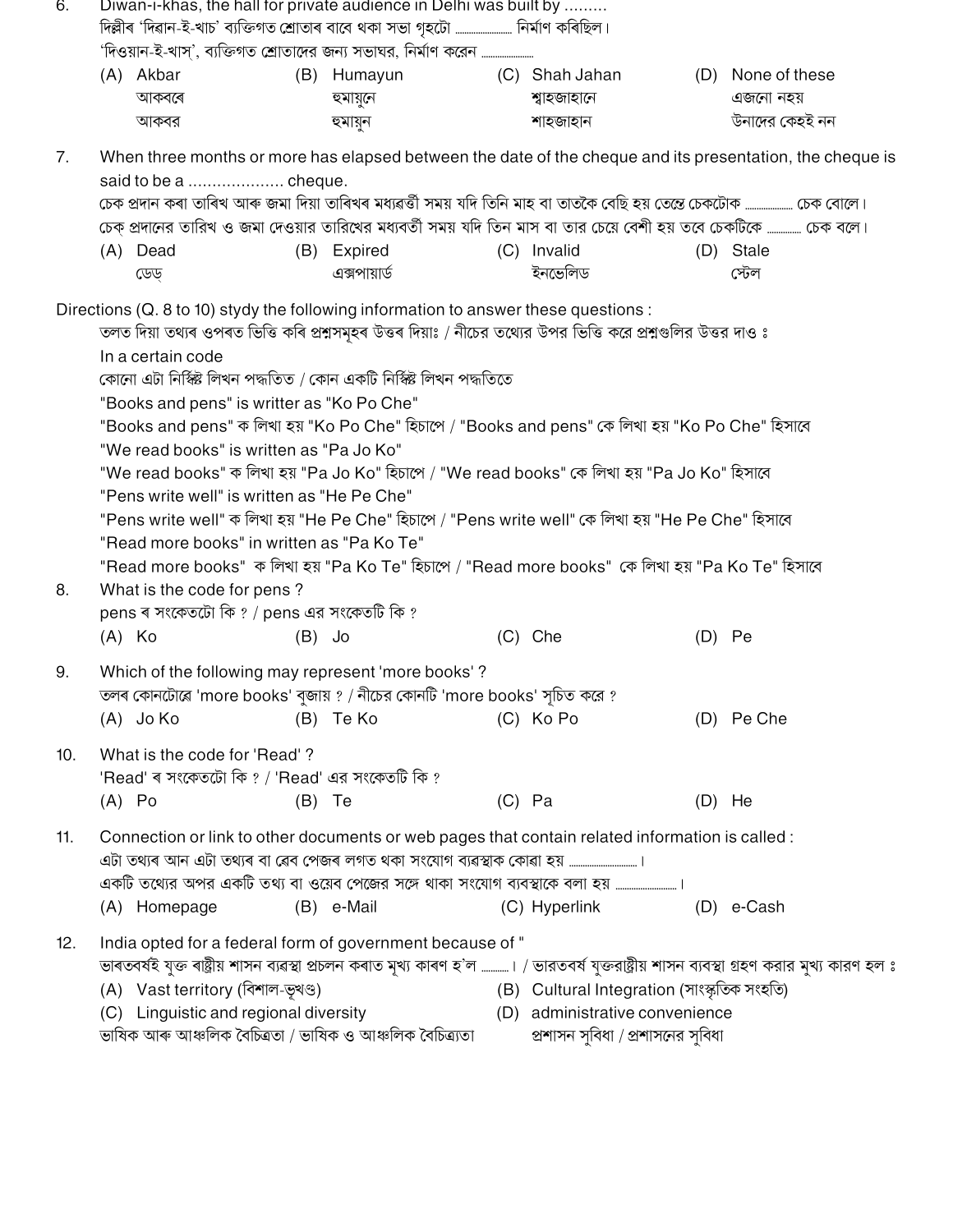6. Diwan-i-khas, the hall for private audience in Delhi was built by .........
দিল্লীৰ 'দিৱান-ই-খাচ' ব্যক্তিগত শ্ৰোতাৰ বাবে থকা সভা গৃহটো ..................... নিৰ্মাণ কৰিছিল।
'দিওয়ান-ই-খাস্', ব্যক্তিগত শ্রোতাদের জন্য সভাঘর, নির্মাণ করেন .....................

   (A) Akbar আকবৰে আকবর
   (B) Humayun হুমায়ুনে হুমায়ুন
   (C) Shah Jahan শ্বাহজাহানে শাহজাহান
   (D) None of these এজনো নহয় উনাদের কেহই নন

7. When three months or more has elapsed between the date of the cheque and its presentation, the cheque is said to be a .................... cheque.
চেক প্ৰদান কৰা তাৰিখ আৰু জমা দিয়া তাৰিখৰ মধ্যৱৰ্তী সময় যদি তিনি মাহ বা তাতকৈ বেছি হয় তেন্তে চেকটোক .................. চেক বোলে।
চেক্ প্রদানের তারিখ ও জমা দেওয়ার তারিখের মধ্যবর্তী সময় যদি তিন মাস বা তার চেয়ে বেশী হয় তবে চেকটিকে ............ চেক বলে।

   (A) Dead ডেড্
   (B) Expired এক্সপায়ার্ড
   (C) Invalid ইনভেলিড
   (D) Stale স্টেল

Directions (Q. 8 to 10) stydy the following information to answer these questions :
তলত দিয়া তথ্যৰ ওপৰত ভিত্তি কৰি প্ৰশ্নসমূহৰ উত্তৰ দিয়াঃ / নীচের তথ্যের উপর ভিত্তি করে প্রশ্নগুলির উত্তর দাও ঃ

In a certain code
কোনো এটা নিৰ্দ্দিষ্ট লিখন পদ্ধতিত / কোন একটি নির্দ্দিষ্ট লিখন পদ্ধতিতে

"Books and pens" is writter as "Ko Po Che"
"Books and pens" ক লিখা হয় "Ko Po Che" হিচাপে / "Books and pens" কে লিখা হয় "Ko Po Che" হিসাবে

"We read books" is written as "Pa Jo Ko"
"We read books" ক লিখা হয় "Pa Jo Ko" হিচাপে / "We read books" কে লিখা হয় "Pa Jo Ko" হিসাবে

"Pens write well" is written as "He Pe Che"
"Pens write well" ক লিখা হয় "He Pe Che" হিচাপে / "Pens write well" কে লিখা হয় "He Pe Che" হিসাবে

"Read more books" in written as "Pa Ko Te"
"Read more books" ক লিখা হয় "Pa Ko Te" হিচাপে / "Read more books" কে লিখা হয় "Pa Ko Te" হিসাবে

8. What is the code for pens ?
pens ৰ সংকেতটো কি ? / pens এর সংকেতটি কি ?

   (A) Ko
   (B) Jo
   (C) Che
   (D) Pe

9. Which of the following may represent 'more books' ?
তলৰ কোনটোৱে 'more books' বুজায় ? / নীচের কোনটি 'more books' সূচিত করে ?

   (A) Jo Ko
   (B) Te Ko
   (C) Ko Po
   (D) Pe Che

10. What is the code for 'Read' ?
'Read' ৰ সংকেতটো কি ? / 'Read' এর সংকেতটি কি ?

   (A) Po
   (B) Te
   (C) Pa
   (D) He

11. Connection or link to other documents or web pages that contain related information is called :
এটা তথ্যৰ আন এটা তথ্যৰ বা ৱেব পেজৰ লগত থকা সংযোগ ব্যৱস্থাক কোৱা হয় ............................ ।
একটি তথ্যের অপর একটি তথ্য বা ওয়েব পেজের সঙ্গে থাকা সংযোগ ব্যবস্থাকে বলা হয় ......................... ।

   (A) Homepage
   (B) e-Mail
   (C) Hyperlink
   (D) e-Cash

12. India opted for a federal form of government because of "
ভাৰতবৰ্ষই যুক্ত ৰাষ্ট্ৰীয় শাসন ব্যৱস্থা প্ৰচলন কৰাত মুখ্য কাৰণ হ'ল ...........। / ভারতবর্ষ যুক্তরাষ্ট্রীয় শাসন ব্যবস্থা গ্রহণ করার মুখ্য কারণ হল ঃ

   (A) Vast territory (বিশাল-ভূখণ্ড)
   (B) Cultural Integration (সাংস্কৃতিক সংহতি)
   (C) Linguistic and regional diversity ভাষিক আৰু আঞ্চলিক বৈচিত্ৰতা / ভাষিক ও আঞ্চলিক বৈচিত্র্যতা
   (D) administrative convenience প্ৰশাসন সুবিধা / প্রশাসনের সুবিধা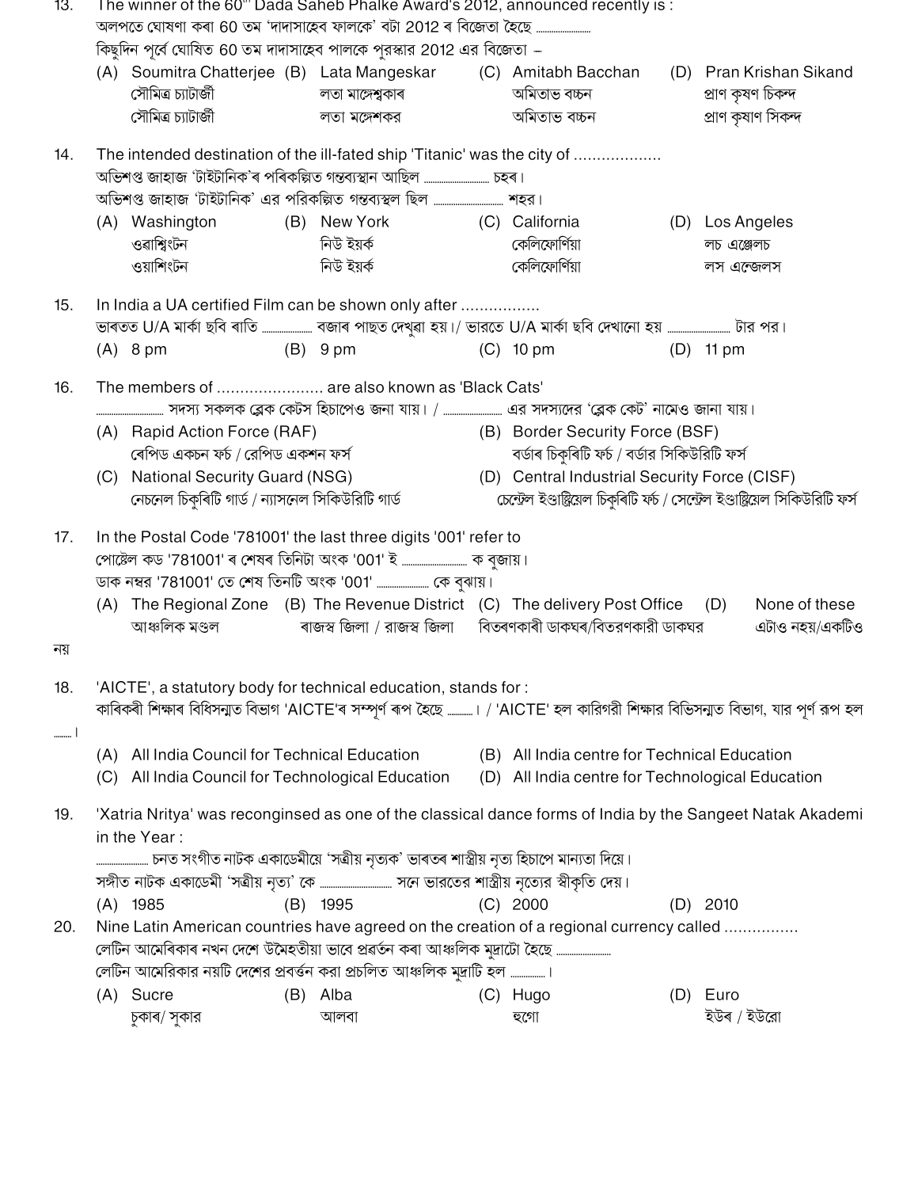13. The winner of the 60th Dada Saheb Phalke Award's 2012, announced recently is :
অলপতে ঘোষণা কৰা 60 তম 'দাদাসাহেব ফালকে' বটা 2012 ৰ বিজেতা হৈছে ..........
কিছুদিন পূর্বে ঘোষিত 60 তম দাদাসাহেব পালকে পুরস্কার 2012 এর বিজেতা –
   (A) Soumitra Chatterjee / সৌমিত্ৰ চ্যাটাৰ্জী / সৌমিত্র চ্যাটার্জী
   (B) Lata Mangeskar / লতা মাঙ্গেশ্বকাৰ / লতা মঙ্গেশকর
   (C) Amitabh Bacchan / অমিতাভ বচ্চন / অমিতাভ বচ্চন
   (D) Pran Krishan Sikand / প্ৰাণ কৃষণ চিকন্দ / প্রাণ কৃষাণ সিকন্দ

14. The intended destination of the ill-fated ship 'Titanic' was the city of ..................
অভিশপ্ত জাহাজ 'টাইটানিক'ৰ পৰিকল্পিত গন্তব্যস্থান আছিল .......... চহৰ।
অভিশপ্ত জাহাজ 'টাইটানিক' এর পরিকল্পিত গন্তব্যস্থল ছিল .......... শহর।
   (A) Washington / ওৱাশ্বিংটন / ওয়াশিংটন
   (B) New York / নিউ ইয়ৰ্ক / নিউ ইয়র্ক
   (C) California / কেলিফোৰ্ণিয়া / কেলিফোর্ণিয়া
   (D) Los Angeles / লচ এঞ্জেলচ / লস এন্জেলস

15. In India a UA certified Film can be shown only after ................
ভাৰতত U/A মাৰ্কা ছবি ৰাতি .......... বজাৰ পাছত দেখুৱা হয়। / ভারতে U/A মার্কা ছবি দেখানো হয় .......... টার পর।
   (A) 8 pm
   (B) 9 pm
   (C) 10 pm
   (D) 11 pm

16. The members of ...................... are also known as 'Black Cats'
.......... সদস্য সকলক ব্লেক কেটস হিচাপেও জনা যায়। / .......... এর সদস্যদের 'ব্লেক কেট' নামেও জানা যায়।
   (A) Rapid Action Force (RAF) / ৰেপিড একচন ফৰ্চ / রেপিড একশন ফর্স
   (B) Border Security Force (BSF) / বৰ্ডাৰ চিকুৰিটি ফৰ্চ / বর্ডার সিকিউরিটি ফর্স
   (C) National Security Guard (NSG) / নেচনেল চিকুৰিটি গাৰ্ড / ন্যাসনেল সিকিউরিটি গার্ড
   (D) Central Industrial Security Force (CISF) / চেন্ট্ৰেল ইণ্ডাষ্ট্ৰিয়েল চিকুৰিটি ফৰ্চ / সেন্ট্রেল ইণ্ডাষ্ট্রিয়েল সিকিউরিটি ফর্স

17. In the Postal Code '781001' the last three digits '001' refer to
পোষ্টেল কড '781001' ৰ শেষৰ তিনিটা অংক '001' ই .......... ক বুজায়।
ডাক নম্বর '781001' তে শেষ তিনটি অংক '001' .......... কে বুঝায়।
   (A) The Regional Zone / আঞ্চলিক মণ্ডল
   (B) The Revenue District / ৰাজস্ব জিলা / রাজস্ব জিলা
   (C) The delivery Post Office / বিতৰণকাৰী ডাকঘৰ/বিতরণকারী ডাকঘর
   (D) None of these / এটাও নহয়/একটিও নয়

18. 'AICTE', a statutory body for technical education, stands for :
কাৰিকৰী শিক্ষাৰ বিধিসন্মত বিভাগ 'AICTE'ৰ সম্পূৰ্ণ ৰূপ হৈছে ..........। / 'AICTE' হল কারিগরী শিক্ষার বিধিসন্মত বিভাগ, যার পূর্ণ রূপ হল ..........।
   (A) All India Council for Technical Education
   (B) All India centre for Technical Education
   (C) All India Council for Technological Education
   (D) All India centre for Technological Education

19. 'Xatria Nritya' was reconginsed as one of the classical dance forms of India by the Sangeet Natak Akademi in the Year :
.......... চনত সংগীত নাটক একাডেমীয়ে 'সত্ৰীয় নৃত্যক' ভাৰতৰ শাস্ত্ৰীয় নৃত্য হিচাপে মান্যতা দিয়ে।
সঙ্গীত নাটক একাডেমী 'সত্রীয় নৃত্য' কে .......... সনে ভারতের শাস্ত্রীয় নৃত্যের স্বীকৃতি দেয়।
   (A) 1985
   (B) 1995
   (C) 2000
   (D) 2010

20. Nine Latin American countries have agreed on the creation of a regional currency called ...............
লেটিন আমেৰিকাৰ নখন দেশে উমৈহতীয়া ভাবে প্ৰৱৰ্তন কৰা আঞ্চলিক মুদ্ৰাটো হৈছে ..........
লেটিন আমেরিকার নয়টি দেশের প্রবর্তন করা প্রচলিত আঞ্চলিক মুদ্রাটি হল ..........।
   (A) Sucre / চুকাৰ/ সুকার
   (B) Alba / আলবা
   (C) Hugo / হুগো
   (D) Euro / ইউৰ / ইউরো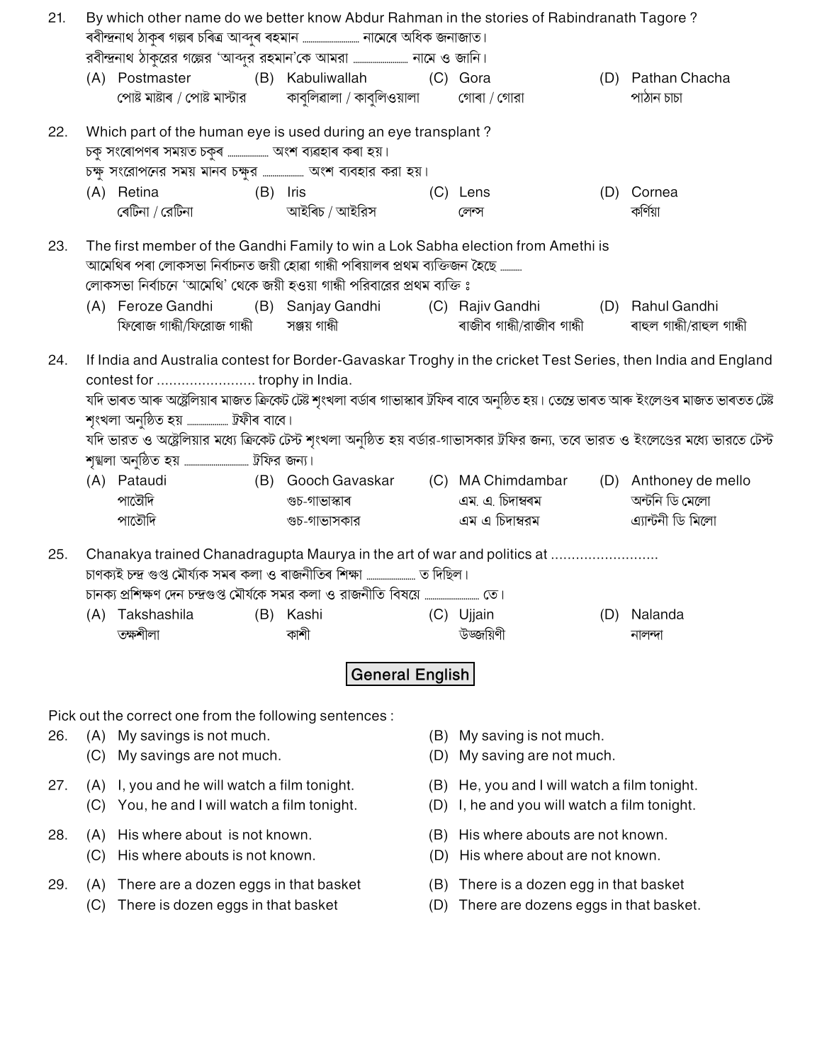21. By which other name do we better know Abdur Rahman in the stories of Rabindranath Tagore ?
ৰবীন্দ্ৰনাথ ঠাকুৰৰ গল্পৰ চৰিত্ৰ আব্দুৰ ৰহমান .................... নামেৰে অধিক জনাজাত।
রবীন্দ্রনাথ ঠাকুরের গল্পের 'আব্দুর রহমান'কে আমরা .................... নামে ও জানি।
(A) Postmaster
পোষ্ট মাষ্টাৰ / পোষ্ট মাস্টার
(B) Kabuliwallah
কাবুলিৱালা / কাবুলিওয়ালা
(C) Gora
গোৰা / গোরা
(D) Pathan Chacha
পাঠান চাচা

22. Which part of the human eye is used during an eye transplant ?
চকু সংৰোপণৰ সময়ত চকুৰ ................ অংশ ব্যৱহাৰ কৰা হয়।
চক্ষু সংরোপনের সময় মানব চক্ষুর ................ অংশ ব্যবহার করা হয়।
(A) Retina
ৰেটিনা / রেটিনা
(B) Iris
আইৰিচ / আইরিস
(C) Lens
লেন্স
(D) Cornea
কৰ্ণিয়া

23. The first member of the Gandhi Family to win a Lok Sabha election from Amethi is
আমেথিৰ পৰা লোকসভা নিৰ্বাচনত জয়ী হোৱা গান্ধী পৰিয়ালৰ প্ৰথম ব্যক্তিজন হৈছে ........
লোকসভা নির্বাচনে 'আমেথি' থেকে জয়ী হওয়া গান্ধী পরিবারের প্রথম ব্যক্তি ঃ
(A) Feroze Gandhi
ফিৰোজ গান্ধী/ফিরোজ গান্ধী
(B) Sanjay Gandhi
সঞ্জয় গান্ধী
(C) Rajiv Gandhi
ৰাজীৱ গান্ধী/রাজীব গান্ধী
(D) Rahul Gandhi
ৰাহুল গান্ধী/রাহুল গান্ধী

24. If India and Australia contest for Border-Gavaskar Troghy in the cricket Test Series, then India and England contest for ........................ trophy in India.
যদি ভাৰত আৰু অষ্ট্ৰেলিয়াৰ মাজত ক্ৰিকেট টেষ্ট শৃংখলা বৰ্ডাৰ গাভাস্কাৰ ট্ৰফিৰ বাবে অনুষ্ঠিত হয়। তেন্তে ভাৰত আৰু ইংলেণ্ডৰ মাজত ভাৰতত টেষ্ট শৃংখলা অনুষ্ঠিত হয় ................ ট্ৰফীৰ বাবে।
যদি ভারত ও অস্ট্রেলিয়ার মধ্যে ক্রিকেট টেস্ট শৃংখলা অনুষ্ঠিত হয় বর্ডার-গাভাসকার ট্রফির জন্য, তবে ভারত ও ইংলেণ্ডের মধ্যে ভারতে টেস্ট শৃঙ্খলা অনুষ্ঠিত হয় ................ ট্রফির জন্য।
(A) Pataudi
পাতৌদি
পাতৌদি
(B) Gooch Gavaskar
গুচ-গাভাস্কাৰ
গুচ-গাভাসকার
(C) MA Chimdambar
এম. এ. চিদাম্বৰম
এম এ চিদাম্বরম
(D) Anthoney de mello
অন্টনি ডি মেলো
এ্যান্টনী ডি মিলো

25. Chanakya trained Chanadragupta Maurya in the art of war and politics at ..........................
চাণক্যই চন্দ্ৰ গুপ্ত মৌৰ্য্যক সমৰ কলা ও ৰাজনীতিৰ শিক্ষা .................... ত দিছিল।
চানক্য প্রশিক্ষণ দেন চন্দ্রগুপ্ত মৌর্যকে সমর কলা ও রাজনীতি বিষয়ে .................... তে।
(A) Takshashila
তক্ষশীলা
(B) Kashi
কাশী
(C) Ujjain
উজ্জয়িণী
(D) Nalanda
নালন্দা

## General English

Pick out the correct one from the following sentences :

26. (A) My savings is not much.
(B) My saving is not much.
(C) My savings are not much.
(D) My saving are not much.

27. (A) I, you and he will watch a film tonight.
(B) He, you and I will watch a film tonight.
(C) You, he and I will watch a film tonight.
(D) I, he and you will watch a film tonight.

28. (A) His where about is not known.
(B) His where abouts are not known.
(C) His where abouts is not known.
(D) His where about are not known.

29. (A) There are a dozen eggs in that basket
(B) There is a dozen egg in that basket
(C) There is dozen eggs in that basket
(D) There are dozens eggs in that basket.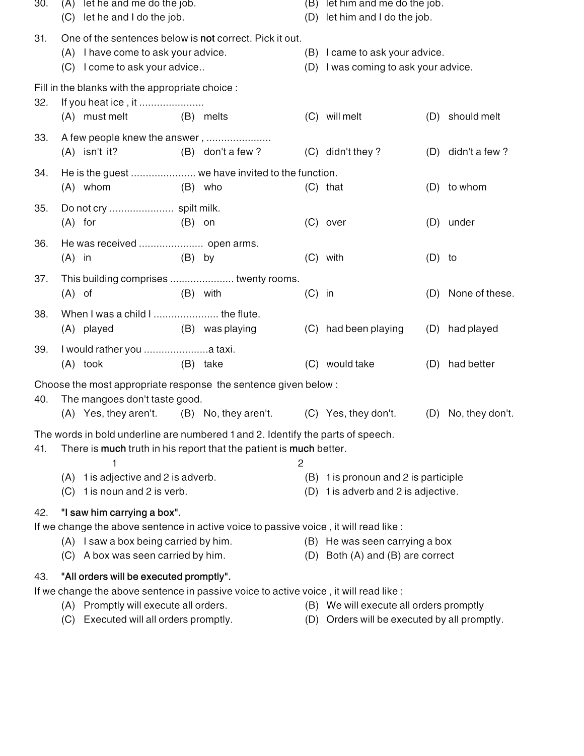30. (A) let he and me do the job. (B) let him and me do the job.
(C) let he and I do the job. (D) let him and I do the job.

31. One of the sentences below is **not** correct. Pick it out.
(A) I have come to ask your advice. (B) I came to ask your advice.
(C) I come to ask your advice.. (D) I was coming to ask your advice.

Fill in the blanks with the appropriate choice :

32. If you heat ice , it .....................
(A) must melt (B) melts (C) will melt (D) should melt

33. A few people knew the answer , .....................
(A) isn't it? (B) don't a few ? (C) didn't they ? (D) didn't a few ?

34. He is the guest ..................... we have invited to the function.
(A) whom (B) who (C) that (D) to whom

35. Do not cry ..................... spilt milk.
(A) for (B) on (C) over (D) under

36. He was received ..................... open arms.
(A) in (B) by (C) with (D) to

37. This building comprises ..................... twenty rooms.
(A) of (B) with (C) in (D) None of these.

38. When I was a child I ..................... the flute.
(A) played (B) was playing (C) had been playing (D) had played

39. I would rather you .....................a taxi.
(A) took (B) take (C) would take (D) had better

Choose the most appropriate response the sentence given below :

40. The mangoes don't taste good.
(A) Yes, they aren't. (B) No, they aren't. (C) Yes, they don't. (D) No, they don't.

The words in bold underline are numbered 1 and 2. Identify the parts of speech.

41. There is **much** (1) truth in his report that the patient is **much** (2) better.
(A) 1 is adjective and 2 is adverb. (B) 1 is pronoun and 2 is participle
(C) 1 is noun and 2 is verb. (D) 1 is adverb and 2 is adjective.

42. **"I saw him carrying a box".**

If we change the above sentence in active voice to passive voice , it will read like :
(A) I saw a box being carried by him. (B) He was seen carrying a box
(C) A box was seen carried by him. (D) Both (A) and (B) are correct

43. **"All orders will be executed promptly".**

If we change the above sentence in passive voice to active voice , it will read like :
(A) Promptly will execute all orders. (B) We will execute all orders promptly
(C) Executed will all orders promptly. (D) Orders will be executed by all promptly.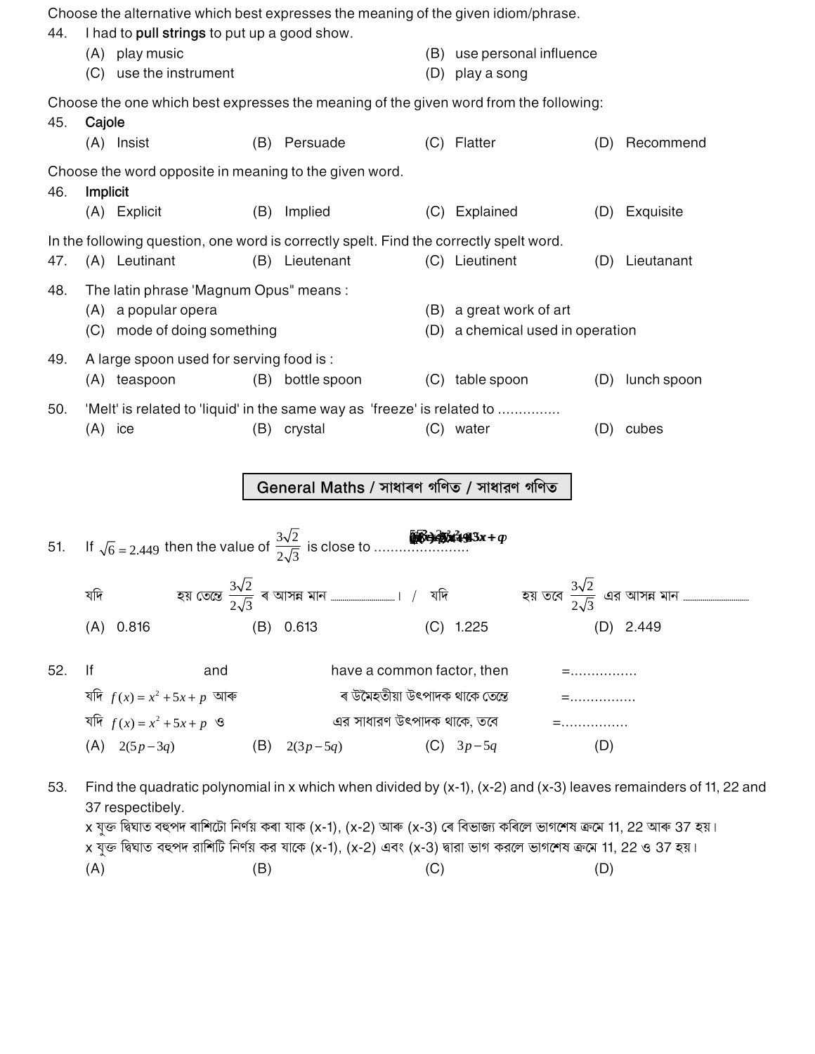Choose the alternative which best expresses the meaning of the given idiom/phrase.

44. I had to **pull strings** to put up a good show.

(A) play music (B) use personal influence
(C) use the instrument (D) play a song

Choose the one which best expresses the meaning of the given word from the following:

45. **Cajole**

(A) Insist (B) Persuade (C) Flatter (D) Recommend

Choose the word opposite in meaning to the given word.

46. **Implicit**

(A) Explicit (B) Implied (C) Explained (D) Exquisite

In the following question, one word is correctly spelt. Find the correctly spelt word.

47. (A) Leutinant (B) Lieutenant (C) Lieutinent (D) Lieutanant

48. The latin phrase 'Magnum Opus" means :

(A) a popular opera (B) a great work of art
(C) mode of doing something (D) a chemical used in operation

49. A large spoon used for serving food is :

(A) teaspoon (B) bottle spoon (C) table spoon (D) lunch spoon

50. 'Melt' is related to 'liquid' in the same way as 'freeze' is related to ..............

(A) ice (B) crystal (C) water (D) cubes

## General Maths / সাধাৰণ গণিত / সাধারণ গণিত

51. If $\sqrt{6} = 2.449$ then the value of $\frac{3\sqrt{2}}{2\sqrt{3}}$ is close to ......................

যদি হয় তেন্তে $\frac{3\sqrt{2}}{2\sqrt{3}}$ ৰ আসন্ন মান ..............। / যদি হয় তবে $\frac{3\sqrt{2}}{2\sqrt{3}}$ এর আসন্ন মান ..............

(A) 0.816 (B) 0.613 (C) 1.225 (D) 2.449

52. If and have a common factor, then =................

যদি $f(x) = x^2 + 5x + p$ আৰু ৰ উমৈহতীয়া উৎপাদক থাকে তেন্তে =................

যদি $f(x) = x^2 + 5x + p$ ও এর সাধারণ উৎপাদক থাকে, তবে =................

(A) $2(5p - 3q)$ (B) $2(3p - 5q)$ (C) $3p - 5q$ (D)

53. Find the quadratic polynomial in x which when divided by (x-1), (x-2) and (x-3) leaves remainders of 11, 22 and 37 respectibely.

x যুক্ত দ্বিঘাত বহুপদ ৰাশিটো নিৰ্ণয় কৰা যাক (x-1), (x-2) আৰু (x-3) ৰে বিভাজ্য কৰিলে ভাগশেষ ক্ৰমে 11, 22 আৰু 37 হয়।

x যুক্ত দ্বিঘাত বহুপদ রাশিটি নির্ণয় কর যাকে (x-1), (x-2) এবং (x-3) দ্বারা ভাগ করলে ভাগশেষ ক্রমে 11, 22 ও 37 হয়।

(A) (B) (C) (D)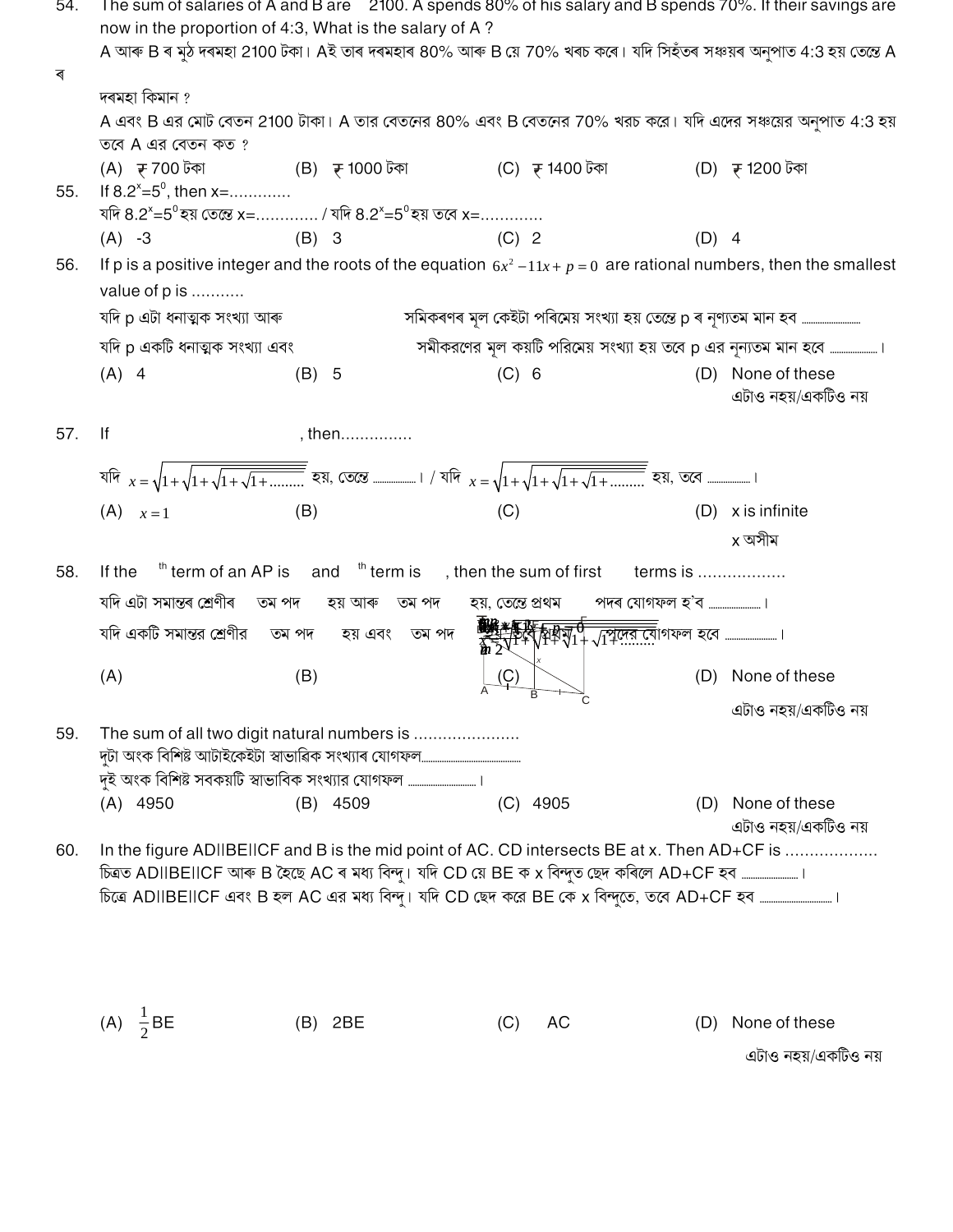54. The sum of salaries of A and B are 2100. A spends 80% of his salary and B spends 70%. If their savings are now in the proportion of 4:3, What is the salary of A ?

A আৰু B ৰ মুঠ দৰমহা 2100 টকা। Aই তাৰ দৰমহাৰ 80% আৰু B য়ে 70% খৰচ কৰে। যদি সিহঁতৰ সঞ্চয়ৰ অনুপাত 4:3 হয় তেন্তে A ৰ

দৰমহা কিমান ?

A এবং B এর মোট বেতন 2100 টাকা। A তার বেতনের 80% এবং B বেতনের 70% খরচ করে। যদি এদের সঞ্চয়ের অনুপাত 4:3 হয় তবে A এর বেতন কত ?

(A) ₹ 700 টকা (B) ₹ 1000 টকা (C) ₹ 1400 টকা (D) ₹ 1200 টকা

55. If $8.2^x=5^0$, then x=............

যদি $8.2^x=5^0$ হয় তেন্তে x=............ / যদি $8.2^x=5^0$ হয় তবে x=............

(A) -3 (B) 3 (C) 2 (D) 4

56. If p is a positive integer and the roots of the equation $6x^2-11x+p=0$ are rational numbers, then the smallest value of p is ...........

যদি p এটা ধনাত্মক সংখ্যা আৰু সমিকৰণৰ মূল কেইটা পৰিমেয় সংখ্যা হয় তেন্তে p ৰ নূণ্যতম মান হব ..........

যদি p একটি ধনাত্মক সংখ্যা এবং সমীকরণের মূল কয়টি পরিমেয় সংখ্যা হয় তবে p এর ন্যূনতম মান হবে .......... ।

(A) 4 (B) 5 (C) 6 (D) None of these

এটাও নহয়/একটিও নয়

57. If , then..............

যদি $x=\sqrt{1+\sqrt{1+\sqrt{1+\sqrt{1+........}}}}$ হয়, তেন্তে .......... । / যদি $x=\sqrt{1+\sqrt{1+\sqrt{1+\sqrt{1+........}}}}$ হয়, তবে .......... ।

(A) $x=1$ (B) (C) (D) x is infinite

x অসীম

58. If the $^{th}$ term of an AP is and $^{th}$ term is , then the sum of first terms is .................

যদি এটা সমান্তৰ শ্ৰেণীৰ তম পদ হয় আৰু তম পদ হয়, তেন্তে প্ৰথম পদৰ যোগফল হ'ব .......... ।

যদি একটি সমান্তর শ্রেণীর তম পদ হয় এবং তম পদ হয়, তবে প্রথম পদের যোগফল হবে .......... ।

(A) (B) (C) (D) None of these

এটাও নহয়/একটিও নয়

59. The sum of all two digit natural numbers is .....................

দুটা অংক বিশিষ্ট আটাইকেইটা স্বাভাৱিক সংখ্যাৰ যোগফল..........

দুই অংক বিশিষ্ট সবকয়টি স্বাভাবিক সংখ্যার যোগফল .......... ।

(A) 4950 (B) 4509 (C) 4905 (D) None of these

এটাও নহয়/একটিও নয়

60. In the figure AD||BE||CF and B is the mid point of AC. CD intersects BE at x. Then AD+CF is ..................

চিত্ৰত AD||BE||CF আৰু B হৈছে AC ৰ মধ্য বিন্দু। যদি CD য়ে BE ক x বিন্দুত ছেদ কৰিলে AD+CF হব .......... ।

চিত্রে AD||BE||CF এবং B হল AC এর মধ্য বিন্দু। যদি CD ছেদ করে BE কে x বিন্দুতে, তবে AD+CF হব .......... ।

(A) $\frac{1}{2}$BE (B) 2BE (C) AC (D) None of these

এটাও নহয়/একটিও নয়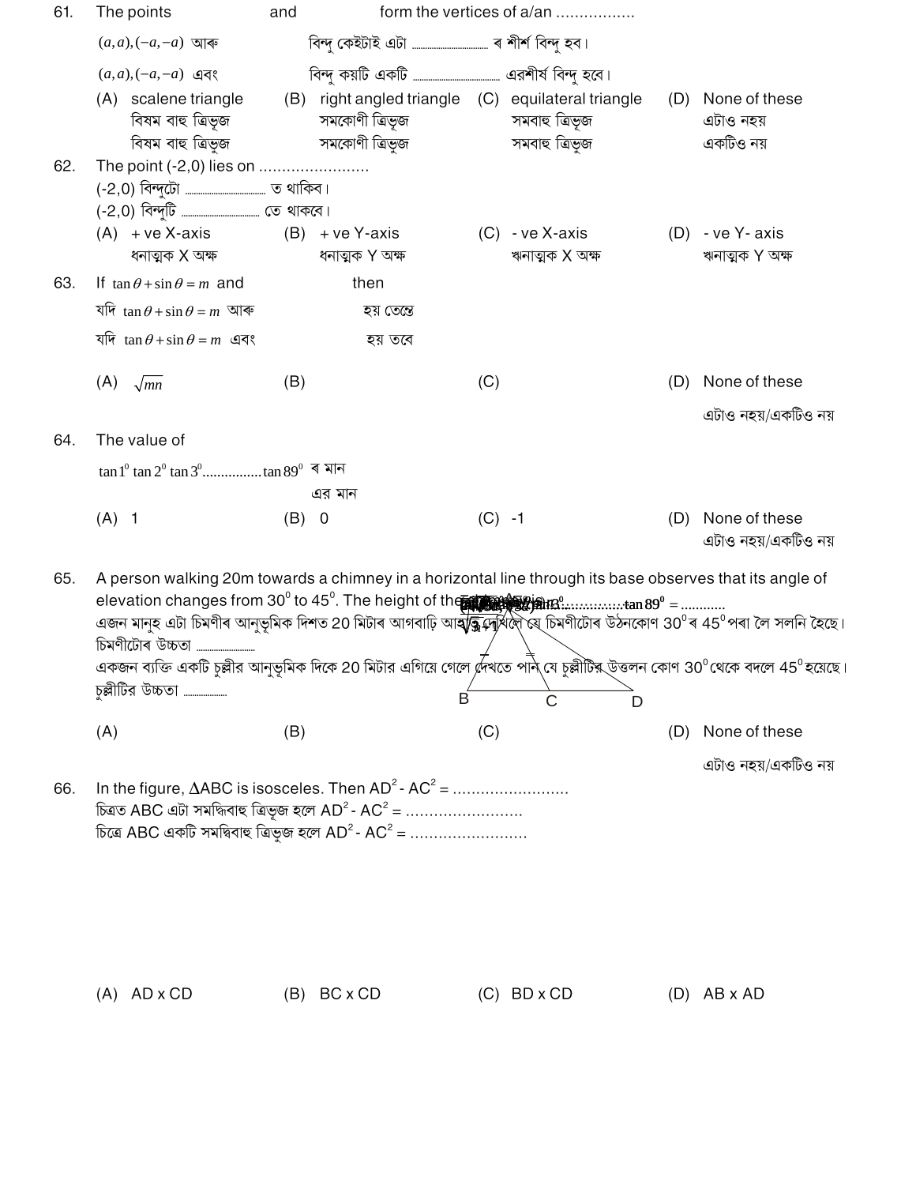61. The points and form the vertices of a/an .................

$(a,a),(-a,-a)$ আৰু বিন্দু কেইটাই এটা ................. ৰ শীৰ্ষ বিন্দু হব।

$(a,a),(-a,-a)$ এবং বিন্দু কয়টি একটি ................. এরশীর্ষ বিন্দু হবে।

(A) scalene triangle
বিষম বাহু ত্রিভুজ
বিষম বাহু ত্রিভুজ

(B) right angled triangle
সমকোণী ত্রিভূজ
সমকোণী ত্রিভুজ

(C) equilateral triangle
সমবাহু ত্রিভূজ
সমবাহু ত্রিভুজ

(D) None of these
এটাও নহয়
একটিও নয়

62. The point (-2,0) lies on ........................

(-2,0) বিন্দুটো ................. ত থাকিব।

(-2,0) বিন্দুটি ................. তে থাকবে।

(A) + ve X-axis
ধনাত্মক X অক্ষ

(B) + ve Y-axis
ধনাত্মক Y অক্ষ

(C) - ve X-axis
ঋনাত্মক X অক্ষ

(D) - ve Y- axis
ঋনাত্মক Y অক্ষ

63. If $\tan\theta + \sin\theta = m$ and then

যদি $\tan\theta + \sin\theta = m$ আৰু হয় তেন্তে

যদি $\tan\theta + \sin\theta = m$ এবং হয় তবে

(A) $\sqrt{mn}$

(B)

(C)

(D) None of these
এটাও নহয়/একটিও নয়

64. The value of

$\tan 1^0 \tan 2^0 \tan 3^0 ................ \tan 89^0$ ৰ মান

এর মান

(A) 1

(B) 0

(C) -1

(D) None of these
এটাও নহয়/একটিও নয়

65. A person walking 20m towards a chimney in a horizontal line through its base observes that its angle of elevation changes from $30^0$ to $45^0$. The height of the ............... $\tan 89^0 =$ ............

এজন মানুহ এটা চিমণীৰ আনুভূমিক দিশত 20 মিটাৰ আগবাঢ়ি আহি দেখিলে যে চিমণীটোৰ উঠনকোণ $30^0$ৰ $45^0$পৰা লৈ সলনি হৈছে। চিমণীটোৰ উচ্চতা .................

একজন ব্যক্তি একটি চুল্লীর আনুভূমিক দিকে 20 মিটার এগিয়ে গেলে দেখতে পান যে চুল্লীটির উত্তলন কোণ $30^0$থেকে বদলে $45^0$হয়েছে। চুল্লীটির উচ্চতা .................

B C D

(A)

(B)

(C)

(D) None of these
এটাও নহয়/একটিও নয়

66. In the figure, ΔABC is isosceles. Then $AD^2 - AC^2 =$ ........................

চিত্রত ABC এটা সমদ্বিবাহু ত্রিভূজ হলে $AD^2 - AC^2 =$ ........................

চিত্রে ABC একটি সমদ্বিবাহু ত্রিভুজ হলে $AD^2 - AC^2 =$ ........................

(A) AD x CD

(B) BC x CD

(C) BD x CD

(D) AB x AD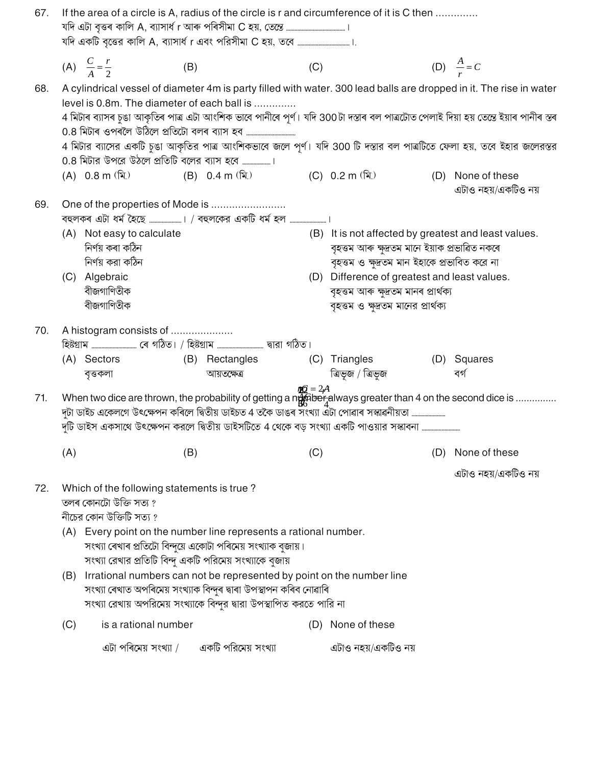67. If the area of a circle is A, radius of the circle is r and circumference of it is C then ..............

যদি এটা বৃত্তৰ কালি A, ব্যাসাৰ্ধ r আৰু পৰিসীমা C হয়, তেন্তে ..........................।

যদি একটি বৃত্তের কালি A, ব্যাসার্ধ r এবং পরিসীমা C হয়, তবে ......................।

(A) $\frac{C}{A} = \frac{r}{2}$ (B) (C) (D) $\frac{A}{r} = C$

68. A cylindrical vessel of diameter 4m is party filled with water. 300 lead balls are dropped in it. The rise in water level is 0.8m. The diameter of each ball is ..............

4 মিটাৰ ব্যাসৰ চুঙা আকৃতিৰ পাত্ৰ এটা আংশিক ভাবে পানীৰে পূৰ্ণ। যদি 300 টা দস্তাৰ বল পাত্ৰটোত পেলাই দিয়া হয় তেন্তে ইয়াৰ পানীৰ স্তৰ 0.8 মিটাৰ ওপৰলৈ উঠিলে প্ৰতিটো বলৰ ব্যাস হব ....................

4 মিটার ব্যাসের একটি চুঙা আকৃতির পাত্র আংশিকভাবে জলে পূর্ণ। যদি 300 টি দস্তার বল পাত্রটিতে ফেলা হয়, তবে ইহার জলেরস্তর 0.8 মিটার উপরে উঠলে প্রতিটি বলের ব্যাস হবে ..................।

(A) 0.8 m (মি.) (B) 0.4 m (মি.) (C) 0.2 m (মি.) (D) None of these / এটাও নহয়/একটিও নয়

69. One of the properties of Mode is ........................

বহুলকৰ এটা ধৰ্ম হৈছে ....................। / বহুলকের একটি ধর্ম হল ......................।

(A) Not easy to calculate / নিৰ্ণয় কৰা কঠিন / নির্ণয় করা কঠিন

(B) It is not affected by greatest and least values. / বৃহত্তম আৰু ক্ষুদ্ৰতম মানে ইয়াক প্ৰভাৱিত নকৰে / বৃহত্তম ও ক্ষুদ্রতম মান ইহাকে প্রভাবিত করে না

(C) Algebraic / বীজগাণিতীক / বীজগাণিতীক

(D) Difference of greatest and least values. / বৃহত্তম আৰু ক্ষুদ্ৰতম মানৰ পাৰ্থক্য / বৃহত্তম ও ক্ষুদ্রতম মানের পার্থক্য

70. A histogram consists of ....................

হিষ্টগ্ৰাম .......................... ৰে গঠিত। / হিষ্টগ্রাম .......................... দ্বারা গঠিত।

(A) Sectors / বৃত্তকলা (B) Rectangles / আয়তক্ষেত্ৰ (C) Triangles / ত্ৰিভূজ / ত্রিভুজ (D) Squares / বৰ্গ

71. When two dice are thrown, the probability of getting a number always greater than 4 on the second dice is ..............

দুটা ডাইচ একেলগে উৎক্ষেপন কৰিলে দ্বিতীয় ডাইচত 4 তকৈ ডাঙৰ সংখ্যা এটা পোৱাৰ সম্ভাৱনীয়তা ....................

দুটি ডাইস একসাথে উৎক্ষেপন করলে দ্বিতীয় ডাইসটিতে 4 থেকে বড় সংখ্যা একটি পাওয়ার সম্ভাবনা ......................

(A) (B) (C) (D) None of these / এটাও নহয়/একটিও নয়

72. Which of the following statements is true ?

তলৰ কোনটো উক্তি সত্য ?

নীচের কোন উক্তিটি সত্য ?

(A) Every point on the number line represents a rational number. / সংখ্যা ৰেখাৰ প্ৰতিটো বিন্দুয়ে একোটা পৰিমেয় সংখ্যাক বুজায়। / সংখ্যা রেখার প্রতিটি বিন্দু একটি পরিমেয় সংখ্যাকে বুজায়

(B) Irrational numbers can not be represented by point on the number line / সংখ্যা ৰেখাত অপৰিমেয় সংখ্যাক বিন্দুৰ দ্বাৰা উপস্থাপন কৰিব নোৱাৰি / সংখ্যা রেখায় অপরিমেয় সংখ্যাকে বিন্দুর দ্বারা উপস্থাপিত করতে পারি না

(C) is a rational number / এটা পৰিমেয় সংখ্যা / একটি পরিমেয় সংখ্যা

(D) None of these / এটাও নহয়/একটিও নয়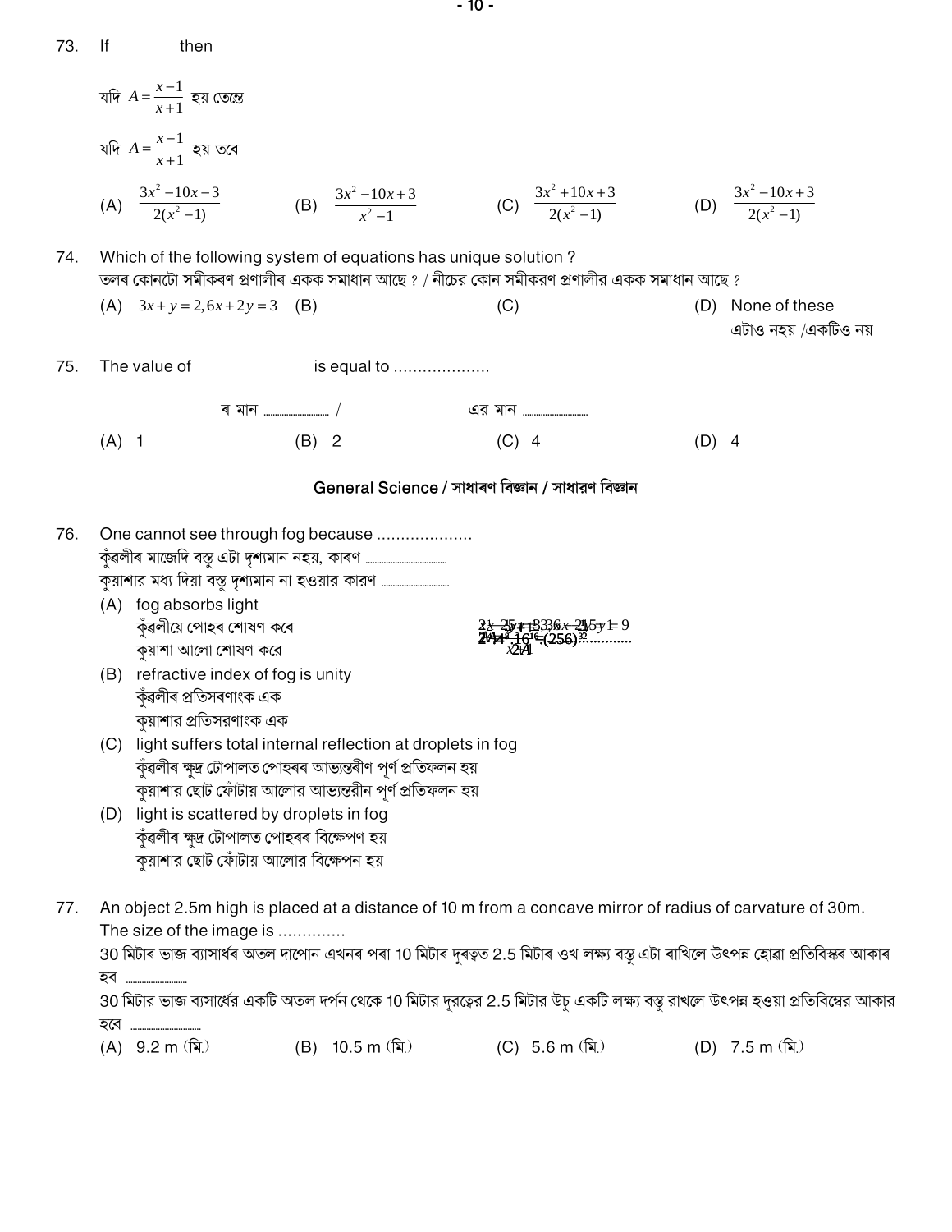73. If then

যদি $A = \frac{x-1}{x+1}$ হয় তেন্তে

যদি $A = \frac{x-1}{x+1}$ হয় তবে

(A) $\frac{3x^2-10x-3}{2(x^2-1)}$ (B) $\frac{3x^2-10x+3}{x^2-1}$ (C) $\frac{3x^2+10x+3}{2(x^2-1)}$ (D) $\frac{3x^2-10x+3}{2(x^2-1)}$

74. Which of the following system of equations has unique solution ?
তলৰ কোনটো সমীকৰণ প্ৰণালীৰ একক সমাধান আছে ? / নীচের কোন সমীকরণ প্রণালীর একক সমাধান আছে ?

(A) $3x+y=2, 6x+2y=3$ (B) (C) (D) None of these
এটাও নহয় /একটিও নয়

75. The value of is equal to ...................

ৰ মান ........................ / এর মান ........................

(A) 1 (B) 2 (C) 4 (D) 4

## General Science / সাধাৰণ বিজ্ঞান / সাধারণ বিজ্ঞান

76. One cannot see through fog because ...................
কুঁৱলীৰ মাজেদি বস্তু এটা দৃশ্যমান নহয়, কাৰণ ........................
কুয়াশার মধ্য দিয়া বস্তু দৃশ্যমান না হওয়ার কারণ ........................

(A) fog absorbs light
কুঁৱলীয়ে পোহৰ শোষণ কৰে
কুয়াশা আলো শোষণ করে

(B) refractive index of fog is unity
কুঁৱলীৰ প্ৰতিসৰণাংক এক
কুয়াশার প্রতিসরণাংক এক

(C) light suffers total internal reflection at droplets in fog
কুঁৱলীৰ ক্ষুদ্ৰ টোপালত পোহৰৰ আভ্যন্তৰীণ পূৰ্ণ প্ৰতিফলন হয়
কুয়াশার ছোট ফোঁটায় আলোর আভ্যন্তরীন পূর্ণ প্রতিফলন হয়

(D) light is scattered by droplets in fog
কুঁৱলীৰ ক্ষুদ্ৰ টোপালত পোহৰৰ বিক্ষেপণ হয়
কুয়াশার ছোট ফোঁটায় আলোর বিক্ষেপন হয়

77. An object 2.5m high is placed at a distance of 10 m from a concave mirror of radius of carvature of 30m. The size of the image is ..............
30 মিটাৰ ভাজ ব্যাসাৰ্ধৰ অতল দাপোন এখনৰ পৰা 10 মিটাৰ দুৰত্বত 2.5 মিটাৰ ওখ লক্ষ্য বস্তু এটা ৰাখিলে উৎপন্ন হোৱা প্ৰতিবিম্বৰ আকাৰ হৱ ........................
30 মিটার ভাজ ব্যাসার্ধের একটি অতল দর্পন থেকে 10 মিটার দূরত্বের 2.5 মিটার উচু একটি লক্ষ্য বস্তু রাখলে উৎপন্ন হওয়া প্রতিবিম্বের আকার হবে ........................

(A) 9.2 m (মি.) (B) 10.5 m (মি.) (C) 5.6 m (মি.) (D) 7.5 m (মি.)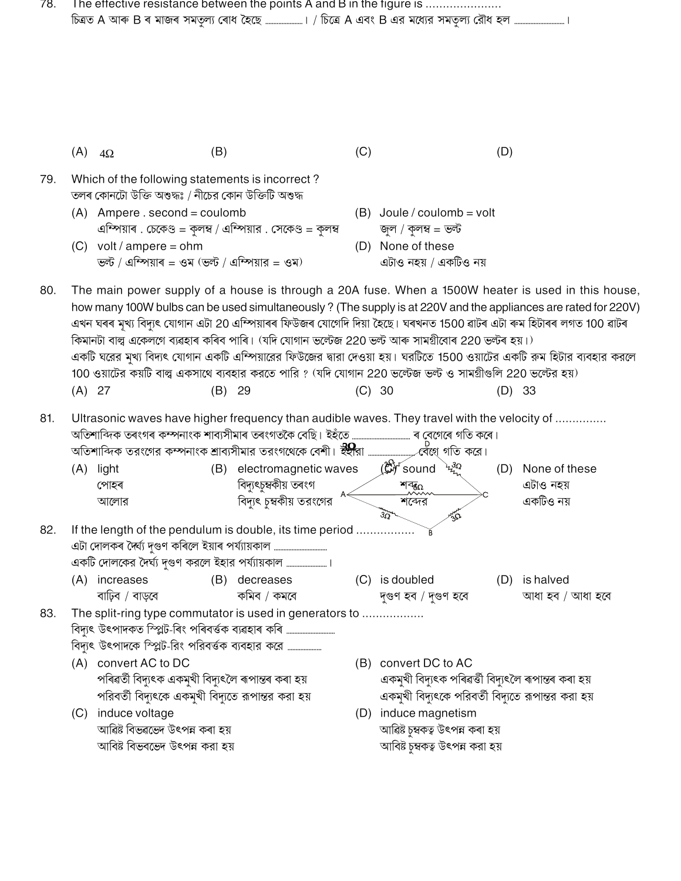78. The effective resistance between the points A and B in the figure is ......................

চিত্ৰত A আৰু B ৰ মাজৰ সমতুল্য ৰোধ হৈছে ...................... / চিত্রে A এবং B এর মধ্যের সমতুল্য রৌধ হল ......................।

(A) 4Ω (B) (C) (D)

79. Which of the following statements is incorrect ?

তলৰ কোনটো উক্তি অশুদ্ধঃ / নীচের কোন উক্তিটি অশুদ্ধ

(A) Ampere . second = coulomb
এম্পিয়াৰ . চেকেণ্ড = কুলম্ব / এম্পিয়ার . সেকেণ্ড = কুলম্ব

(B) Joule / coulomb = volt
জুল / কুলম্ব = ভল্ট

(C) volt / ampere = ohm
ভল্ট / এম্পিয়াৰ = ওম (ভল্ট / এম্পিয়ার = ওম)

(D) None of these
এটাও নহয় / একটিও নয়

80. The main power supply of a house is through a 20A fuse. When a 1500W heater is used in this house, how many 100W bulbs can be used simultaneously ? (The supply is at 220V and the appliances are rated for 220V)

এখন ঘৰৰ মূখ্য বিদ্যুৎ যোগান এটা 20 এম্পিয়াৰৰ ফিউজৰ যোগেদি দিয়া হৈছে। ঘৰখনত 1500 ৱাটৰ এটা ৰুম হিটাৰৰ লগত 100 ৱাটৰ কিমানটা বাল্ব একেলগে ব্যৱহাৰ কৰিব পাৰি। (যদি যোগান ভল্টেজ 220 ভল্ট আৰু সামগ্ৰীবোৰ 220 ভল্টৰ হয়।)

একটি ঘরের মুখ্য বিদ্যুৎ যোগান একটি এম্পিয়ারের ফিউজের দ্বারা দেওয়া হয়। ঘরটিতে 1500 ওয়াটের একটি রুম হিটার ব্যবহার করলে 100 ওয়াটের কয়টি বাল্ব একসাথে ব্যবহার করতে পারি ? (যদি যোগান 220 ভল্টেজ ভল্ট ও সামগ্রীগুলি 220 ভল্টের হয়)

(A) 27 (B) 29 (C) 30 (D) 33

81. Ultrasonic waves have higher frequency than audible waves. They travel with the velocity of ...............

অতিশাব্দিক তৰংগৰ কম্পনাংক শাব্যসীমাৰ তৰংগতকৈ বেছি। ইহঁতে ...................... ৰ বেগেৰে গতি কৰে।

অতিশাব্দিক তরংগের কম্পনাংক শ্রাব্যসীমার তরংগথেকে বেশী। ইহারা ...................... বেগে গতি করে।

(A) light
পোহৰ
আলোর

(B) electromagnetic waves
বিদ্যুৎচুম্বকীয় তৰংগ
বিদ্যুৎ চুম্বকীয় তরংগের

(C) sound
শব্দৰ
শব্দের

(D) None of these
এটাও নহয়
একটিও নয়

82. If the length of the pendulum is double, its time period ................

এটা দোলকৰ দৈৰ্ঘ্য দুগুণ কৰিলে ইয়াৰ পৰ্য্যায়কাল ......................

একটি দোলকের দৈর্ঘ্য দুগুণ করলে ইহার পর্য্যায়কাল ......................।

(A) increases
বাঢ়িব / বাড়বে

(B) decreases
কমিব / কমবে

(C) is doubled
দুগুণ হব / দুগুণ হবে

(D) is halved
আধা হব / আধা হবে

83. The split-ring type commutator is used in generators to .................

বিদ্যুৎ উৎপাদকত স্প্লিট-ৰিং পৰিবৰ্তক ব্যৱহাৰ কৰি ......................

বিদ্যুৎ উৎপাদকে স্প্লিট-রিং পরিবর্তক ব্যবহার করে ......................

(A) convert AC to DC
পৰিৱৰ্তী বিদ্যুৎক একমুখী বিদ্যুৎলৈ ৰূপান্তৰ কৰা হয়
পরিবর্তী বিদ্যুতকে একমুখী বিদ্যুতে রূপান্তর করা হয়

(B) convert DC to AC
একমুখী বিদ্যুৎক পৰিৱৰ্তী বিদ্যুৎলৈ ৰূপান্তৰ কৰা হয়
একমুখী বিদ্যুৎকে পরিবর্তী বিদ্যুতে রূপান্তর করা হয়

(C) induce voltage
আৱিষ্ট বিভৱভেদ উৎপন্ন কৰা হয়
আবিষ্ট বিভবভেদ উৎপন্ন করা হয়

(D) induce magnetism
আৱিষ্ট চুম্বকত্ব উৎপন্ন কৰা হয়
আবিষ্ট চুম্বকত্ব উৎপন্ন করা হয়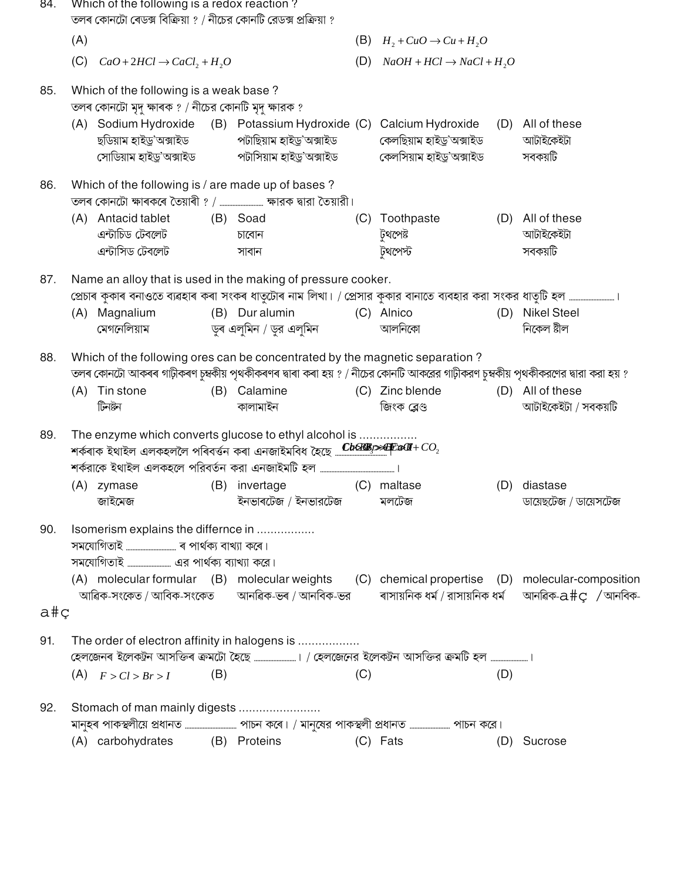84. Which of the following is a redox reaction ?
তলৰ কোনটো ৰেডক্স বিক্ৰিয়া ? / নীচের কোনটি রেডক্স প্রক্রিয়া ?

(A)
(B) $H_2 + CuO \rightarrow Cu + H_2O$
(C) $CaO + 2HCl \rightarrow CaCl_2 + H_2O$
(D) $NaOH + HCl \rightarrow NaCl + H_2O$

85. Which of the following is a weak base ?
তলৰ কোনটো মৃদু ক্ষাৰক ? / নীচের কোনটি মৃদু ক্ষারক ?

(A) Sodium Hydroxide / ছডিয়াম হাইড্ৰ'অক্সাইড / সোডিয়াম হাইড্র'অক্সাইড
(B) Potassium Hydroxide / পটাছিয়াম হাইড্ৰ'অক্সাইড / পটাসিয়াম হাইড্র'অক্সাইড
(C) Calcium Hydroxide / কেলছিয়াম হাইড্ৰ'অক্সাইড / কেলসিয়াম হাইড্র'অক্সাইড
(D) All of these / আটাইকেইটা / সবকয়টি

86. Which of the following is / are made up of bases ?
তলৰ কোনটো ক্ষাৰকৰে তৈয়াৰী ? / ........................ ক্ষারক দ্বারা তৈয়ারী।

(A) Antacid tablet / এন্টাচিড টেবলেট / এন্টাসিড টেবলেট
(B) Soad / চাবোন / সাবান
(C) Toothpaste / টুথপেষ্ট / টুথপেস্ট
(D) All of these / আটাইকেইটা / সবকয়টি

87. Name an alloy that is used in the making of pressure cooker.
প্ৰেচাৰ কুকাৰ বনাওতে ব্যৱহাৰ কৰা সংকৰ ধাতুটোৰ নাম লিখা। / প্রেসার কুকার বানাতে ব্যবহার করা সংকর ধাতুটি হল ........................।

(A) Magnalium / মেগনেলিয়াম
(B) Dur alumin / ডুৰ এলুমিন / ডুর এলুমিন
(C) Alnico / আলনিকো
(D) Nikel Steel / নিকেল ষ্টীল

88. Which of the following ores can be concentrated by the magnetic separation ?
তলৰ কোনটো আকৰৰ গাঢ়ীকৰণ চুম্বকীয় পৃথকীকৰণৰ দ্বাৰা কৰা হয় ? / নীচের কোনটি আকরের গাঢ়ীকরণ চুম্বকীয় পৃথকীকরণের দ্বারা করা হয় ?

(A) Tin stone / টিনষ্টন
(B) Calamine / কালামাইন
(C) Zinc blende / জিংক ব্লেণ্ড
(D) All of these / আটাইকেইটা / সবকয়টি

89. The enzyme which converts glucose to ethyl alcohol is ................
শৰ্কৰাক ইথাইল এলকহললৈ পৰিৱৰ্তন কৰা এনজাইমবিধ হৈছে ........................ $C_6H_{12}O_6 \rightarrow C_2H_5OH + CO_2$
শর্করাকে ইথাইল এলকহলে পরিবর্তন করা এনজাইমটি হল ........................।

(A) zymase / জাইমেজ
(B) invertage / ইনভাৰটেজ / ইনভারটেজ
(C) maltase / মলটেজ
(D) diastase / ডায়েছটেজ / ডায়েসটেজ

90. Isomerism explains the differnce in ................
সমযোগিতাই ........................ ৰ পাৰ্থক্য বাখ্যা কৰে।
সমযোগিতাই ........................ এর পার্থক্য ব্যাখ্যা করে।

(A) molecular formular / আৰিক-সংকেত / আবিক-সংকেত
(B) molecular weights / আনৱিক-ভৰ / আনবিক-ভর
(C) chemical propertise / ৰাসায়নিক ধৰ্ম / রাসায়নিক ধর্ম
(D) molecular-composition / আনৱিক-a#ç / আনবিক-a#ç

91. The order of electron affinity in halogens is .................
হেলজেনৰ ইলেকট্ৰন আসক্তিৰ ক্ৰমটো হৈছে ........................। / হেলজেনের ইলেকট্রন আসক্তির ক্রমটি হল ........................।

(A) $F > Cl > Br > I$
(B)
(C)
(D)

92. Stomach of man mainly digests .......................
মানুহৰ পাকস্থলীয়ে প্ৰধানত ........................ পাচন কৰে। / মানুষের পাকস্থলী প্রধানত ........................ পাচন করে।

(A) carbohydrates
(B) Proteins
(C) Fats
(D) Sucrose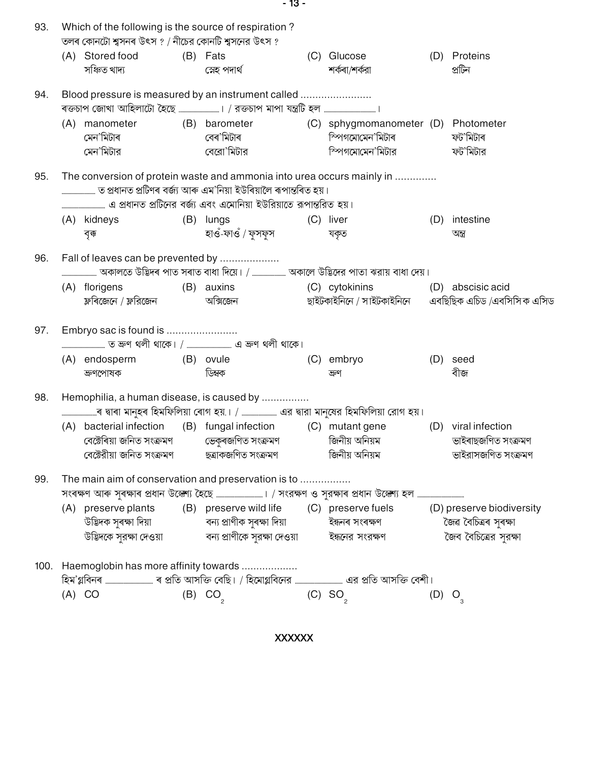93. Which of the following is the source of respiration ?
তলৰ কোনটো শ্বসনৰ উৎস ? / নীচের কোনটি শ্বসনের উৎস ?

(A) Stored food
সঞ্চিত খাদ্য

(B) Fats
স্নেহ পদাৰ্থ

(C) Glucose
শৰ্কৰা/শর্করা

(D) Proteins
প্ৰটিন

94. Blood pressure is measured by an instrument called ........................
ৰক্তচাপ জোখা আহিলাটো হৈছে ..........................। / রক্তচাপ মাপা যন্ত্রটি হল ..................................।

(A) manometer
মেন'মিটাৰ
মেন'মিটার

(B) barometer
বেৰ'মিটাৰ
বেরো'মিটার

(C) sphygmomanometer
স্পিগমোমেন'মিটাৰ
স্পিগমোমেন'মিটার

(D) Photometer
ফট'মিটাৰ
ফট'মিটার

95. The conversion of protein waste and ammonia into urea occurs mainly in ..............
...................... ত প্ৰধানত প্ৰটিণৰ বৰ্জ্য আৰু এম'নিয়া ইউৰিয়ালৈ ৰূপান্তৰিত হয়।
.............................. এ প্রধানত প্রটিনের বর্জ্য এবং এমোনিয়া ইউরিয়াতে রূপান্তরিত হয়।

(A) kidneys
বৃক্ক

(B) lungs
হাওঁ-ফাওঁ / ফুসফুস

(C) liver
যকৃত

(D) intestine
অন্ত্ৰ

96. Fall of leaves can be prevented by ....................
...................... অকালতে উদ্ভিদৰ পাত সৰাত বাধা দিয়ে। / ...................... অকালে উদ্ভিদের পাতা ঝরায় বাধা দেয়।

(A) florigens
ফ্লৰিজেনে / ফ্লরিজেন

(B) auxins
অক্সিজেন

(C) cytokinins
ছাইটকাইনিনে / সাইটকাইনিনে

(D) abscisic acid
এবছিছিক এচিড /এবসিসিক এসিড

97. Embryo sac is found is ........................
.............................. ত ভ্ৰূণ থলী থাকে। / .............................. এ ভ্রূণ থলী থাকে।

(A) endosperm
ভ্ৰূণপোষক

(B) ovule
ডিম্বক

(C) embryo
ভ্ৰূণ

(D) seed
বীজ

98. Hemophilia, a human disease, is caused by ................
......................ৰ দ্বাৰা মানুহৰ হিমফিলিয়া ৰোগ হয়। / ...................... এর দ্বারা মানুষের হিমফিলিয়া রোগ হয়।

(A) bacterial infection
বেক্টেৰিয়া জনিত সংক্ৰমণ
বেক্টেরীয়া জনিত সংক্রমণ

(B) fungal infection
ভেকুৰজণিত সংক্ৰমণ
ছত্রাকজণিত সংক্রমণ

(C) mutant gene
জিনীয় অনিয়ম
জিনীয় অনিয়ম

(D) viral infection
ভাইৰাছজণিত সংক্ৰমণ
ভাইরাসজণিত সংক্রমণ

99. The main aim of conservation and preservation is to .................
সংৰক্ষণ আৰু সুৰক্ষাৰ প্ৰধান উদ্দেশ্য হৈছে ..............................। / সংরক্ষণ ও সুরক্ষার প্রধান উদ্দেশ্য হল ..............................

(A) preserve plants
উদ্ভিদক সুৰক্ষা দিয়া
উদ্ভিদকে সুরক্ষা দেওয়া

(B) preserve wild life
বন্য প্ৰাণীক সুৰক্ষা দিয়া
বন্য প্রাণীকে সুরক্ষা দেওয়া

(C) preserve fuels
ইন্ধনৰ সংৰক্ষণ
ইন্ধনের সংরক্ষণ

(D) preserve biodiversity
জৈৱ বৈচিত্ৰৰ সুৰক্ষা
জৈব বৈচিত্রের সুরক্ষা

100. Haemoglobin has more affinity towards ...................
হিম'গ্লবিনৰ .............................. ৰ প্ৰতি আসক্তি বেছি। / হিমোগ্লবিনের .............................. এর প্রতি আসক্তি বেশী।

(A) CO

(B) $CO_2$

(C) $SO_2$

(D) $O_3$

XXXXXX